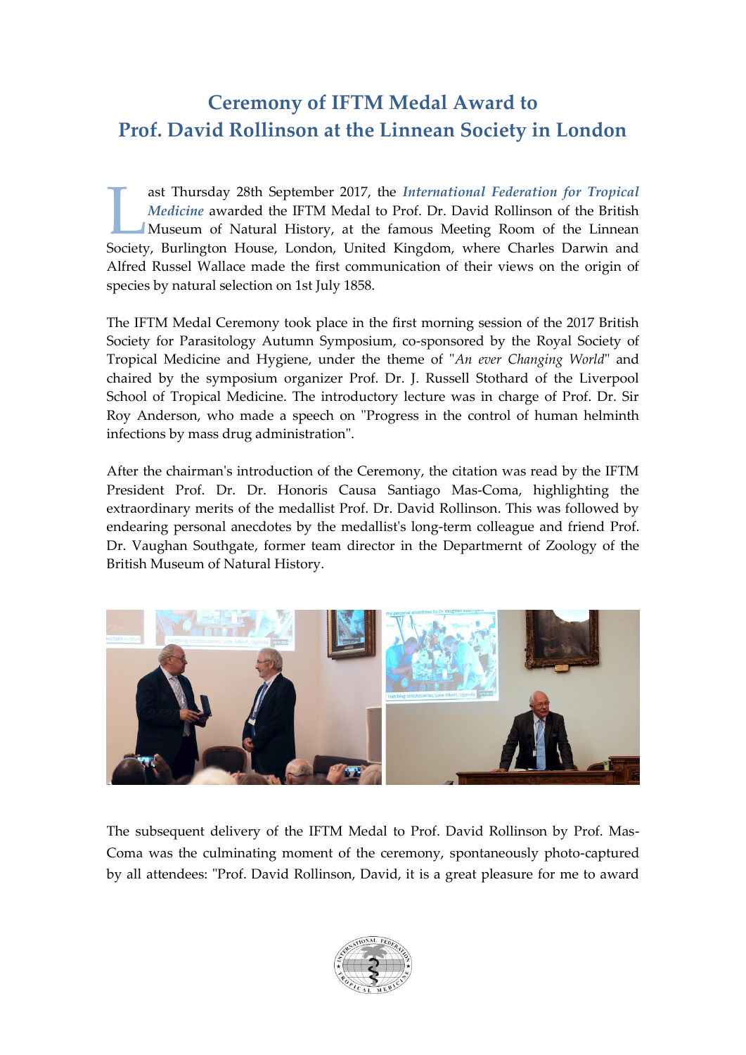# Ceremony of IFTM Medal Award to Prof. David Rollinson at the Linnean Society in London

Last Thursday 28th September 2017, the ***International Federation for Tropical Medicine*** awarded the IFTM Medal to Prof. Dr. David Rollinson of the British Museum of Natural History, at the famous Meeting Room of the Linnean Society, Burlington House, London, United Kingdom, where Charles Darwin and Alfred Russel Wallace made the first communication of their views on the origin of species by natural selection on 1st July 1858.

The IFTM Medal Ceremony took place in the first morning session of the 2017 British Society for Parasitology Autumn Symposium, co-sponsored by the Royal Society of Tropical Medicine and Hygiene, under the theme of "*An ever Changing World*" and chaired by the symposium organizer Prof. Dr. J. Russell Stothard of the Liverpool School of Tropical Medicine. The introductory lecture was in charge of Prof. Dr. Sir Roy Anderson, who made a speech on "Progress in the control of human helminth infections by mass drug administration".

After the chairman's introduction of the Ceremony, the citation was read by the IFTM President Prof. Dr. Dr. Honoris Causa Santiago Mas-Coma, highlighting the extraordinary merits of the medallist Prof. Dr. David Rollinson. This was followed by endearing personal anecdotes by the medallist's long-term colleague and friend Prof. Dr. Vaughan Southgate, former team director in the Departmernt of Zoology of the British Museum of Natural History.

The subsequent delivery of the IFTM Medal to Prof. David Rollinson by Prof. Mas-Coma was the culminating moment of the ceremony, spontaneously photo-captured by all attendees: "Prof. David Rollinson, David, it is a great pleasure for me to award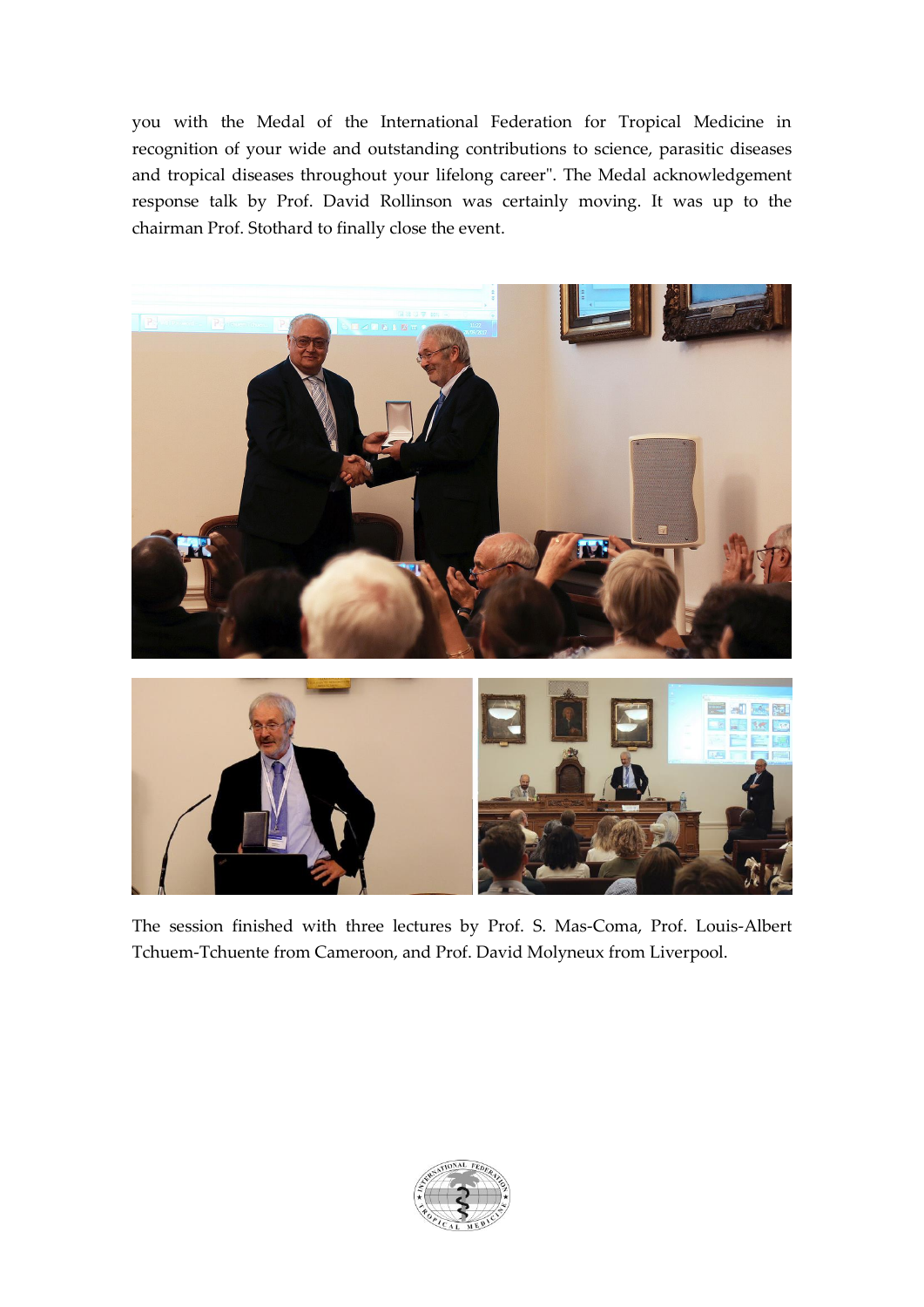you with the Medal of the International Federation for Tropical Medicine in recognition of your wide and outstanding contributions to science, parasitic diseases and tropical diseases throughout your lifelong career". The Medal acknowledgement response talk by Prof. David Rollinson was certainly moving. It was up to the chairman Prof. Stothard to finally close the event.

The session finished with three lectures by Prof. S. Mas-Coma, Prof. Louis-Albert Tchuem-Tchuente from Cameroon, and Prof. David Molyneux from Liverpool.